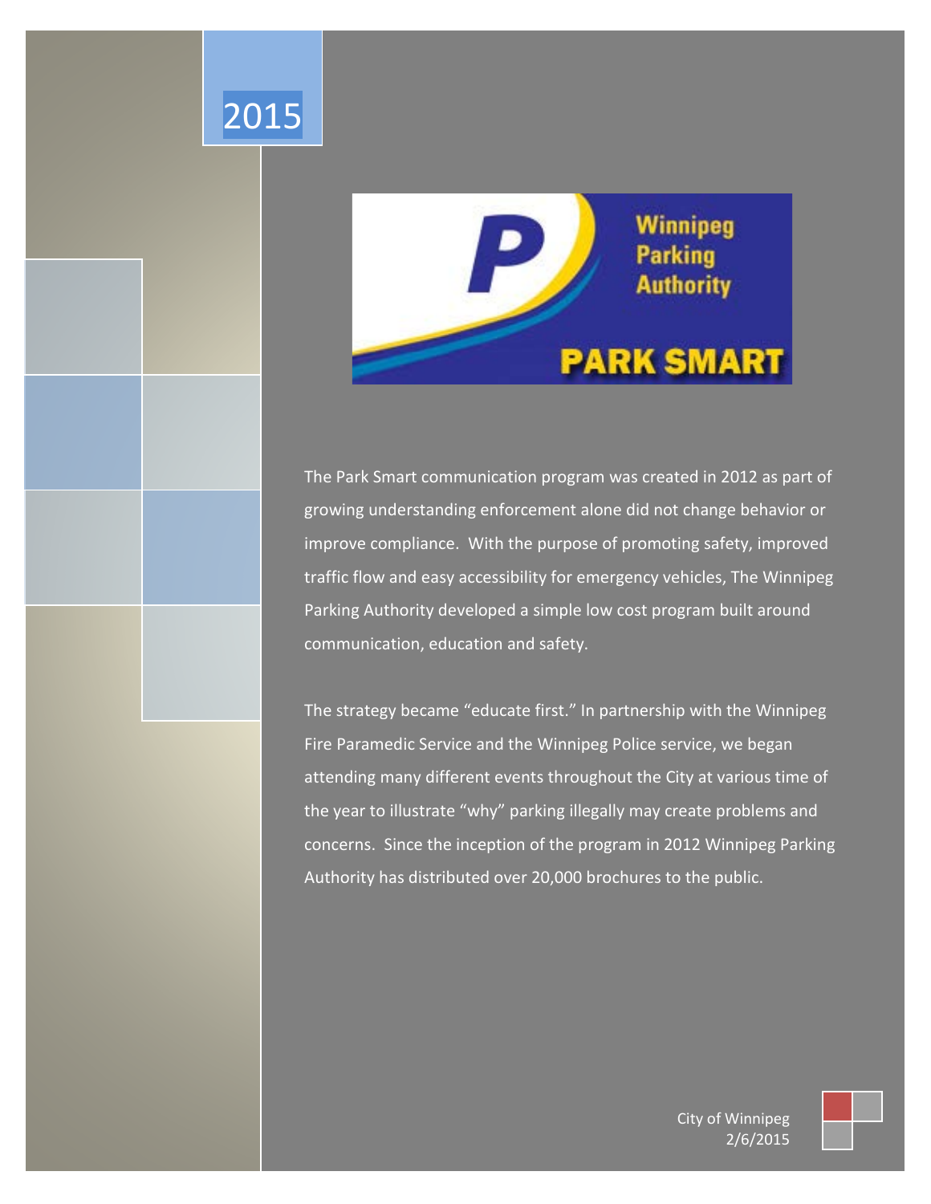2015

Winnipeg Parking Authority

PARK SMART

The Park Smart communication program was created in 2012 as part of growing understanding enforcement alone did not change behavior or improve compliance. With the purpose of promoting safety, improved traffic flow and easy accessibility for emergency vehicles, The Winnipeg Parking Authority developed a simple low cost program built around communication, education and safety.

The strategy became "educate first." In partnership with the Winnipeg Fire Paramedic Service and the Winnipeg Police service, we began attending many different events throughout the City at various time of the year to illustrate "why" parking illegally may create problems and concerns. Since the inception of the program in 2012 Winnipeg Parking Authority has distributed over 20,000 brochures to the public.

City of Winnipeg
2/6/2015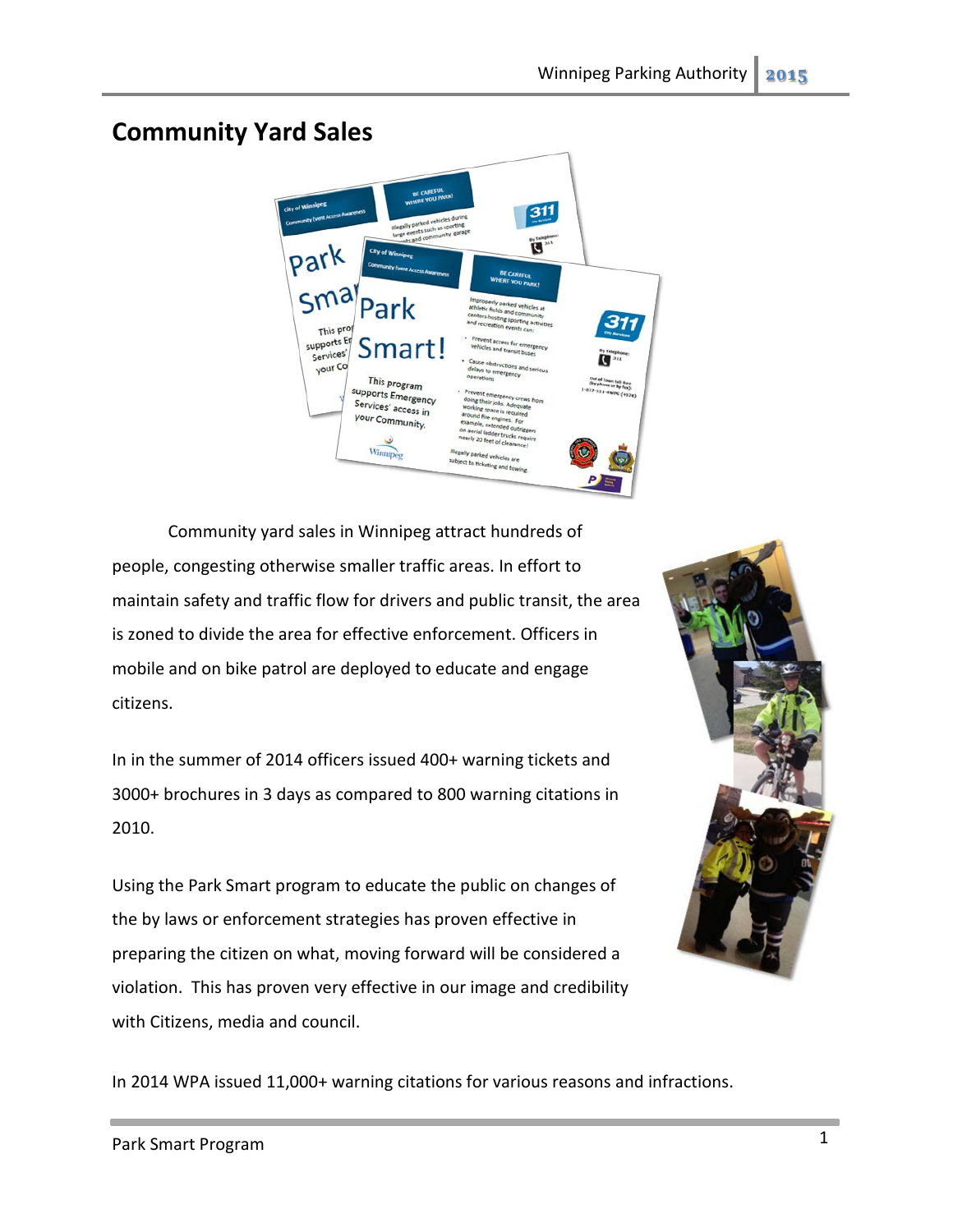## Community Yard Sales

Community yard sales in Winnipeg attract hundreds of people, congesting otherwise smaller traffic areas. In effort to maintain safety and traffic flow for drivers and public transit, the area is zoned to divide the area for effective enforcement. Officers in mobile and on bike patrol are deployed to educate and engage citizens.

In in the summer of 2014 officers issued 400+ warning tickets and 3000+ brochures in 3 days as compared to 800 warning citations in 2010.

Using the Park Smart program to educate the public on changes of the by laws or enforcement strategies has proven effective in preparing the citizen on what, moving forward will be considered a violation. This has proven very effective in our image and credibility with Citizens, media and council.

In 2014 WPA issued 11,000+ warning citations for various reasons and infractions.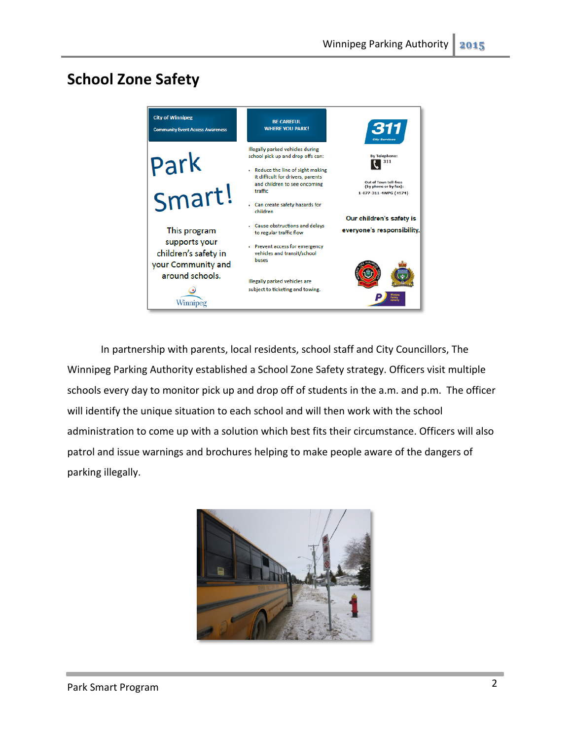## School Zone Safety

In partnership with parents, local residents, school staff and City Councillors, The Winnipeg Parking Authority established a School Zone Safety strategy. Officers visit multiple schools every day to monitor pick up and drop off of students in the a.m. and p.m. The officer will identify the unique situation to each school and will then work with the school administration to come up with a solution which best fits their circumstance. Officers will also patrol and issue warnings and brochures helping to make people aware of the dangers of parking illegally.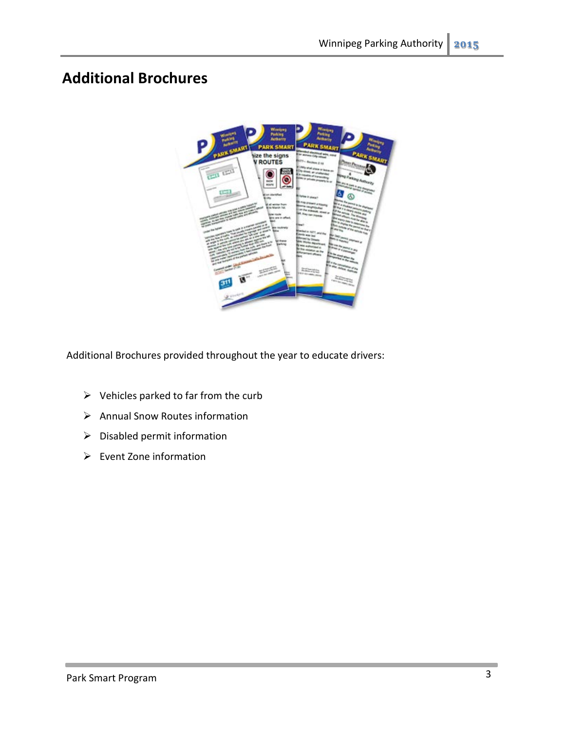## Additional Brochures

Additional Brochures provided throughout the year to educate drivers:

- Vehicles parked to far from the curb
- Annual Snow Routes information
- Disabled permit information
- Event Zone information